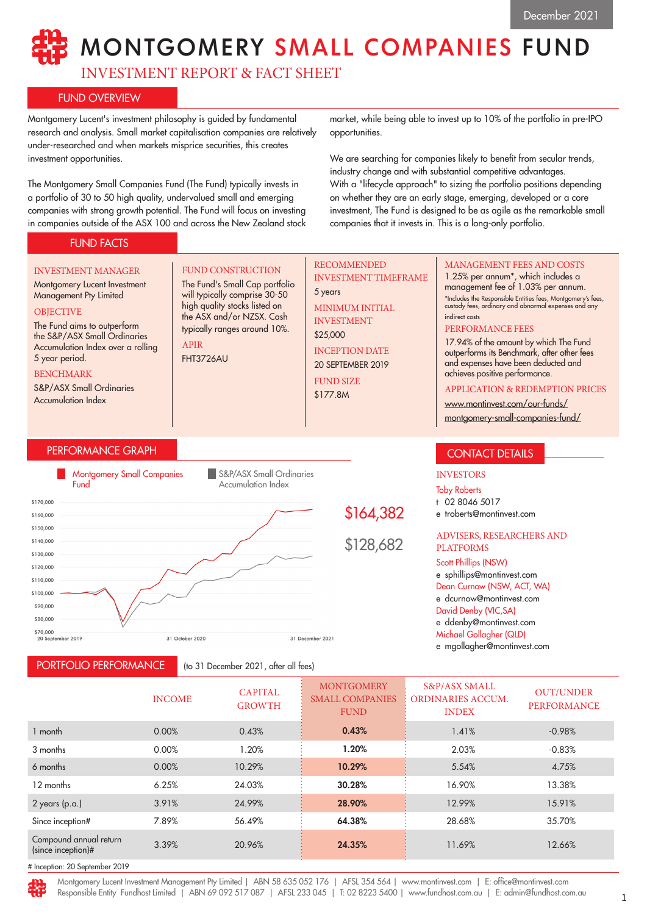December 2021

# MONTGOMERY SMALL COMPANIES FUND

## INVESTMENT REPORT & FACT SHEET

## FUND OVERVIEW

Montgomery Lucent's investment philosophy is guided by fundamental research and analysis. Small market capitalisation companies are relatively under-researched and when markets misprice securities, this creates investment opportunities.

The Montgomery Small Companies Fund (The Fund) typically invests in a portfolio of 30 to 50 high quality, undervalued small and emerging companies with strong growth potential. The Fund will focus on investing in companies outside of the ASX 100 and across the New Zealand stock market, while being able to invest up to 10% of the portfolio in pre-IPO opportunities.

We are searching for companies likely to benefit from secular trends, industry change and with substantial competitive advantages. With a "lifecycle approach" to sizing the portfolio positions depending on whether they are an early stage, emerging, developed or a core investment, The Fund is designed to be as agile as the remarkable small companies that it invests in. This is a long-only portfolio.

## FUND FACTS

**INVESTMENT MANAGER**
Montgomery Lucent Investment Management Pty Limited

**OBJECTIVE**
The Fund aims to outperform the S&P/ASX Small Ordinaries Accumulation Index over a rolling 5 year period.

**BENCHMARK**
S&P/ASX Small Ordinaries Accumulation Index

**FUND CONSTRUCTION**
The Fund's Small Cap portfolio will typically comprise 30-50 high quality stocks listed on the ASX and/or NZSX. Cash typically ranges around 10%.

**APIR**
FHT3726AU

**RECOMMENDED INVESTMENT TIMEFRAME**
5 years

**MINIMUM INITIAL INVESTMENT**
$25,000

**INCEPTION DATE**
20 SEPTEMBER 2019

**FUND SIZE**
$177.8M

**MANAGEMENT FEES AND COSTS**
1.25% per annum*, which includes a management fee of 1.03% per annum.
*Includes the Responsible Entities fees, Montgomery's fees, custody fees, ordinary and abnormal expenses and any indirect costs

**PERFORMANCE FEES**
17.94% of the amount by which The Fund outperforms its Benchmark, after other fees and expenses have been deducted and achieves positive performance.

**APPLICATION & REDEMPTION PRICES**
www.montinvest.com/our-funds/montgomery-small-companies-fund/

## PERFORMANCE GRAPH

Montgomery Small Companies Fund
S&P/ASX Small Ordinaries Accumulation Index

$170,000
$160,000
$150,000
$140,000
$130,000
$120,000
$110,000
$100,000
$90,000
$80,000
$70,000

20 September 2019
31 October 2020
31 December 2021

$164,382
$128,682

## CONTACT DETAILS

**INVESTORS**
Toby Roberts
t 02 8046 5017
e troberts@montinvest.com

**ADVISERS, RESEARCHERS AND PLATFORMS**
Scott Phillips (NSW)
e sphillips@montinvest.com
Dean Curnow (NSW, ACT, WA)
e dcurnow@montinvest.com
David Denby (VIC,SA)
e ddenby@montinvest.com
Michael Gollagher (QLD)
e mgollagher@montinvest.com

## PORTFOLIO PERFORMANCE

(to 31 December 2021, after all fees)

| | INCOME | CAPITAL GROWTH | MONTGOMERY SMALL COMPANIES FUND | S&P/ASX SMALL ORDINARIES ACCUM. INDEX | OUT/UNDER PERFORMANCE |
|---|---|---|---|---|---|
| 1 month | 0.00% | 0.43% | **0.43%** | 1.41% | -0.98% |
| 3 months | 0.00% | 1.20% | **1.20%** | 2.03% | -0.83% |
| 6 months | 0.00% | 10.29% | **10.29%** | 5.54% | 4.75% |
| 12 months | 6.25% | 24.03% | **30.28%** | 16.90% | 13.38% |
| 2 years (p.a.) | 3.91% | 24.99% | **28.90%** | 12.99% | 15.91% |
| Since inception# | 7.89% | 56.49% | **64.38%** | 28.68% | 35.70% |
| Compound annual return (since inception)# | 3.39% | 20.96% | **24.35%** | 11.69% | 12.66% |

# Inception: 20 September 2019

Montgomery Lucent Investment Management Pty Limited | ABN 58 635 052 176 | AFSL 354 564 | www.montinvest.com | E: office@montinvest.com
Responsible Entity Fundhost Limited | ABN 69 092 517 087 | AFSL 233 045 | T: 02 8223 5400 | www.fundhost.com.au | E: admin@fundhost.com.au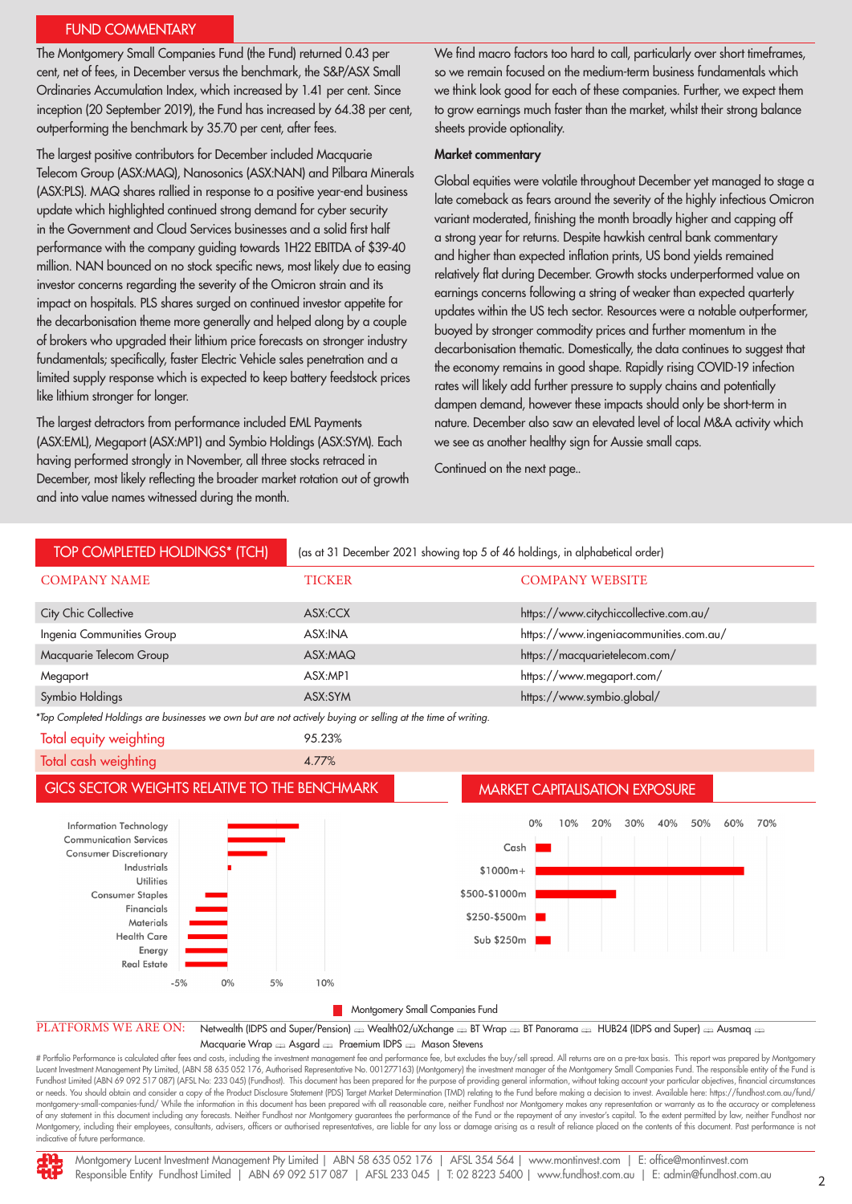## FUND COMMENTARY

The Montgomery Small Companies Fund (the Fund) returned 0.43 per cent, net of fees, in December versus the benchmark, the S&P/ASX Small Ordinaries Accumulation Index, which increased by 1.41 per cent. Since inception (20 September 2019), the Fund has increased by 64.38 per cent, outperforming the benchmark by 35.70 per cent, after fees.

The largest positive contributors for December included Macquarie Telecom Group (ASX:MAQ), Nanosonics (ASX:NAN) and Pilbara Minerals (ASX:PLS). MAQ shares rallied in response to a positive year-end business update which highlighted continued strong demand for cyber security in the Government and Cloud Services businesses and a solid first half performance with the company guiding towards 1H22 EBITDA of $39-40 million. NAN bounced on no stock specific news, most likely due to easing investor concerns regarding the severity of the Omicron strain and its impact on hospitals. PLS shares surged on continued investor appetite for the decarbonisation theme more generally and helped along by a couple of brokers who upgraded their lithium price forecasts on stronger industry fundamentals; specifically, faster Electric Vehicle sales penetration and a limited supply response which is expected to keep battery feedstock prices like lithium stronger for longer.

The largest detractors from performance included EML Payments (ASX:EML), Megaport (ASX:MP1) and Symbio Holdings (ASX:SYM). Each having performed strongly in November, all three stocks retraced in December, most likely reflecting the broader market rotation out of growth and into value names witnessed during the month.

We find macro factors too hard to call, particularly over short timeframes, so we remain focused on the medium-term business fundamentals which we think look good for each of these companies. Further, we expect them to grow earnings much faster than the market, whilst their strong balance sheets provide optionality.

**Market commentary**

Global equities were volatile throughout December yet managed to stage a late comeback as fears around the severity of the highly infectious Omicron variant moderated, finishing the month broadly higher and capping off a strong year for returns. Despite hawkish central bank commentary and higher than expected inflation prints, US bond yields remained relatively flat during December. Growth stocks underperformed value on earnings concerns following a string of weaker than expected quarterly updates within the US tech sector. Resources were a notable outperformer, buoyed by stronger commodity prices and further momentum in the decarbonisation thematic. Domestically, the data continues to suggest that the economy remains in good shape. Rapidly rising COVID-19 infection rates will likely add further pressure to supply chains and potentially dampen demand, however these impacts should only be short-term in nature. December also saw an elevated level of local M&A activity which we see as another healthy sign for Aussie small caps.

Continued on the next page..

## TOP COMPLETED HOLDINGS* (TCH)

(as at 31 December 2021 showing top 5 of 46 holdings, in alphabetical order)

| COMPANY NAME | TICKER | COMPANY WEBSITE |
|---|---|---|
| City Chic Collective | ASX:CCX | https://www.citychiccollective.com.au/ |
| Ingenia Communities Group | ASX:INA | https://www.ingeniacommunities.com.au/ |
| Macquarie Telecom Group | ASX:MAQ | https://macquarietelecom.com/ |
| Megaport | ASX:MP1 | https://www.megaport.com/ |
| Symbio Holdings | ASX:SYM | https://www.symbio.global/ |

*\*Top Completed Holdings are businesses we own but are not actively buying or selling at the time of writing.*

| | |
|---|---|
| Total equity weighting | 95.23% |
| Total cash weighting | 4.77% |

## GICS SECTOR WEIGHTS RELATIVE TO THE BENCHMARK

Information Technology
Communication Services
Consumer Discretionary
Industrials
Utilities
Consumer Staples
Financials
Materials
Health Care
Energy
Real Estate

-5% 0% 5% 10%

Montgomery Small Companies Fund

## MARKET CAPITALISATION EXPOSURE

0% 10% 20% 30% 40% 50% 60% 70%

Cash
$1000m+
$500-$1000m
$250-$500m
Sub $250m

PLATFORMS WE ARE ON: Netwealth (IDPS and Super/Pension) Wealth02/uXchange BT Wrap BT Panorama HUB24 (IDPS and Super) Ausmaq Macquarie Wrap Asgard Praemium IDPS Mason Stevens

\# Portfolio Performance is calculated after fees and costs, including the investment management fee and performance fee, but excludes the buy/sell spread. All returns are on a pre-tax basis. This report was prepared by Montgomery Lucent Investment Management Pty Limited, (ABN 58 635 052 176, Authorised Representative No. 001277163) (Montgomery) the investment manager of the Montgomery Small Companies Fund. The responsible entity of the Fund is Fundhost Limited (ABN 69 092 517 087) (AFSL No: 233 045) (Fundhost). This document has been prepared for the purpose of providing general information, without taking account your particular objectives, financial circumstances or needs. You should obtain and consider a copy of the Product Disclosure Statement (PDS) Target Market Determination (TMD) relating to the Fund before making a decision to invest. Available here: https://fundhost.com.au/fund/montgomery-small-companies-fund/ While the information in this document has been prepared with all reasonable care, neither Fundhost nor Montgomery makes any representation or warranty as to the accuracy or completeness of any statement in this document including any forecasts. Neither Fundhost nor Montgomery guarantees the performance of the Fund or the repayment of any investor's capital. To the extent permitted by law, neither Fundhost nor Montgomery, including their employees, consultants, advisers, officers or authorised representatives, are liable for any loss or damage arising as a result of reliance placed on the contents of this document. Past performance is not indicative of future performance.

Montgomery Lucent Investment Management Pty Limited | ABN 58 635 052 176 | AFSL 354 564 | www.montinvest.com | E: office@montinvest.com
Responsible Entity Fundhost Limited | ABN 69 092 517 087 | AFSL 233 045 | T: 02 8223 5400 | www.fundhost.com.au | E: admin@fundhost.com.au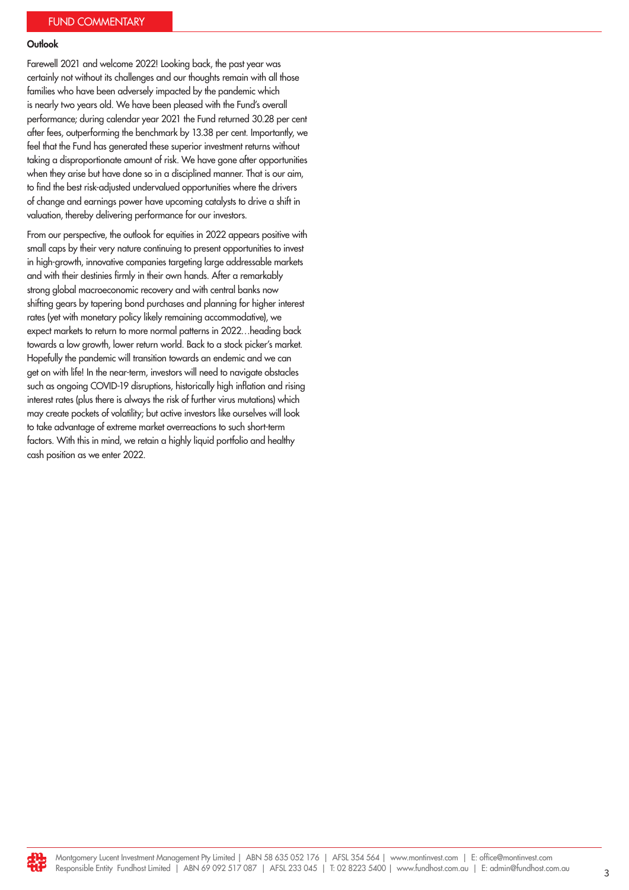## Outlook

Farewell 2021 and welcome 2022! Looking back, the past year was certainly not without its challenges and our thoughts remain with all those families who have been adversely impacted by the pandemic which is nearly two years old. We have been pleased with the Fund's overall performance; during calendar year 2021 the Fund returned 30.28 per cent after fees, outperforming the benchmark by 13.38 per cent. Importantly, we feel that the Fund has generated these superior investment returns without taking a disproportionate amount of risk. We have gone after opportunities when they arise but have done so in a disciplined manner. That is our aim, to find the best risk-adjusted undervalued opportunities where the drivers of change and earnings power have upcoming catalysts to drive a shift in valuation, thereby delivering performance for our investors.

From our perspective, the outlook for equities in 2022 appears positive with small caps by their very nature continuing to present opportunities to invest in high-growth, innovative companies targeting large addressable markets and with their destinies firmly in their own hands. After a remarkably strong global macroeconomic recovery and with central banks now shifting gears by tapering bond purchases and planning for higher interest rates (yet with monetary policy likely remaining accommodative), we expect markets to return to more normal patterns in 2022…heading back towards a low growth, lower return world. Back to a stock picker's market. Hopefully the pandemic will transition towards an endemic and we can get on with life! In the near-term, investors will need to navigate obstacles such as ongoing COVID-19 disruptions, historically high inflation and rising interest rates (plus there is always the risk of further virus mutations) which may create pockets of volatility; but active investors like ourselves will look to take advantage of extreme market overreactions to such short-term factors. With this in mind, we retain a highly liquid portfolio and healthy cash position as we enter 2022.